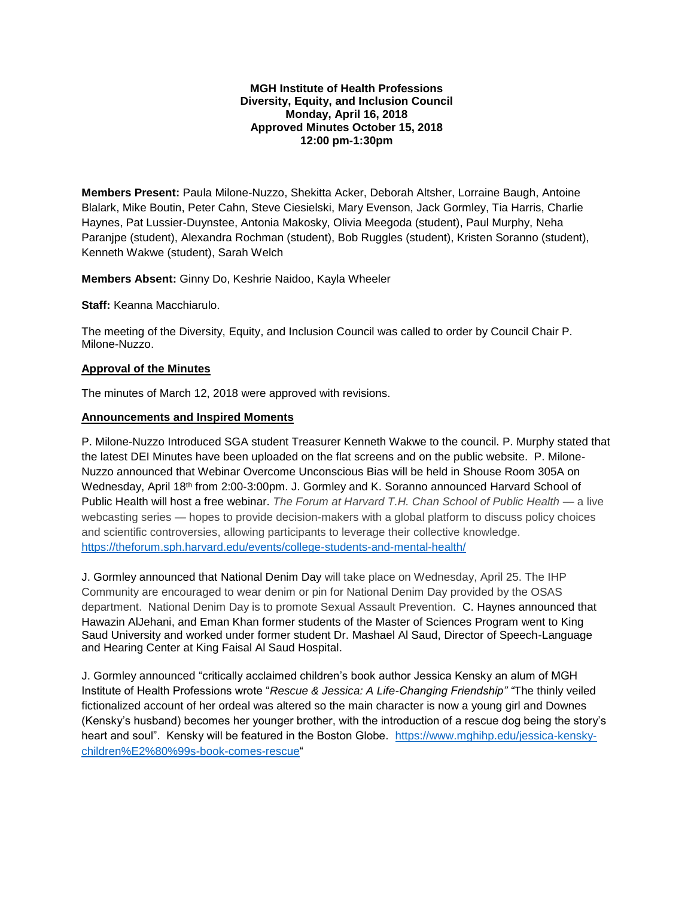**MGH Institute of Health Professions**
**Diversity, Equity, and Inclusion Council**
**Monday, April 16, 2018**
**Approved Minutes October 15, 2018**
**12:00 pm-1:30pm**

**Members Present:** Paula Milone-Nuzzo, Shekitta Acker, Deborah Altsher, Lorraine Baugh, Antoine Blalark, Mike Boutin, Peter Cahn, Steve Ciesielski, Mary Evenson, Jack Gormley, Tia Harris, Charlie Haynes, Pat Lussier-Duynstee, Antonia Makosky, Olivia Meegoda (student), Paul Murphy, Neha Paranjpe (student), Alexandra Rochman (student), Bob Ruggles (student), Kristen Soranno (student), Kenneth Wakwe (student), Sarah Welch

**Members Absent:** Ginny Do, Keshrie Naidoo, Kayla Wheeler

**Staff:** Keanna Macchiarulo.

The meeting of the Diversity, Equity, and Inclusion Council was called to order by Council Chair P. Milone-Nuzzo.

**<u>Approval of the Minutes</u>**

The minutes of March 12, 2018 were approved with revisions.

**<u>Announcements and Inspired Moments</u>**

P. Milone-Nuzzo Introduced SGA student Treasurer Kenneth Wakwe to the council. P. Murphy stated that the latest DEI Minutes have been uploaded on the flat screens and on the public website. P. Milone-Nuzzo announced that Webinar Overcome Unconscious Bias will be held in Shouse Room 305A on Wednesday, April 18th from 2:00-3:00pm. J. Gormley and K. Soranno announced Harvard School of Public Health will host a free webinar. *The Forum at Harvard T.H. Chan School of Public Health* — a live webcasting series — hopes to provide decision-makers with a global platform to discuss policy choices and scientific controversies, allowing participants to leverage their collective knowledge. https://theforum.sph.harvard.edu/events/college-students-and-mental-health/

J. Gormley announced that National Denim Day will take place on Wednesday, April 25. The IHP Community are encouraged to wear denim or pin for National Denim Day provided by the OSAS department. National Denim Day is to promote Sexual Assault Prevention. C. Haynes announced that Hawazin AlJehani, and Eman Khan former students of the Master of Sciences Program went to King Saud University and worked under former student Dr. Mashael Al Saud, Director of Speech-Language and Hearing Center at King Faisal Al Saud Hospital.

J. Gormley announced "critically acclaimed children's book author Jessica Kensky an alum of MGH Institute of Health Professions wrote "*Rescue & Jessica: A Life-Changing Friendship*" "The thinly veiled fictionalized account of her ordeal was altered so the main character is now a young girl and Downes (Kensky's husband) becomes her younger brother, with the introduction of a rescue dog being the story's heart and soul". Kensky will be featured in the Boston Globe. https://www.mghihp.edu/jessica-kensky-children%E2%80%99s-book-comes-rescue"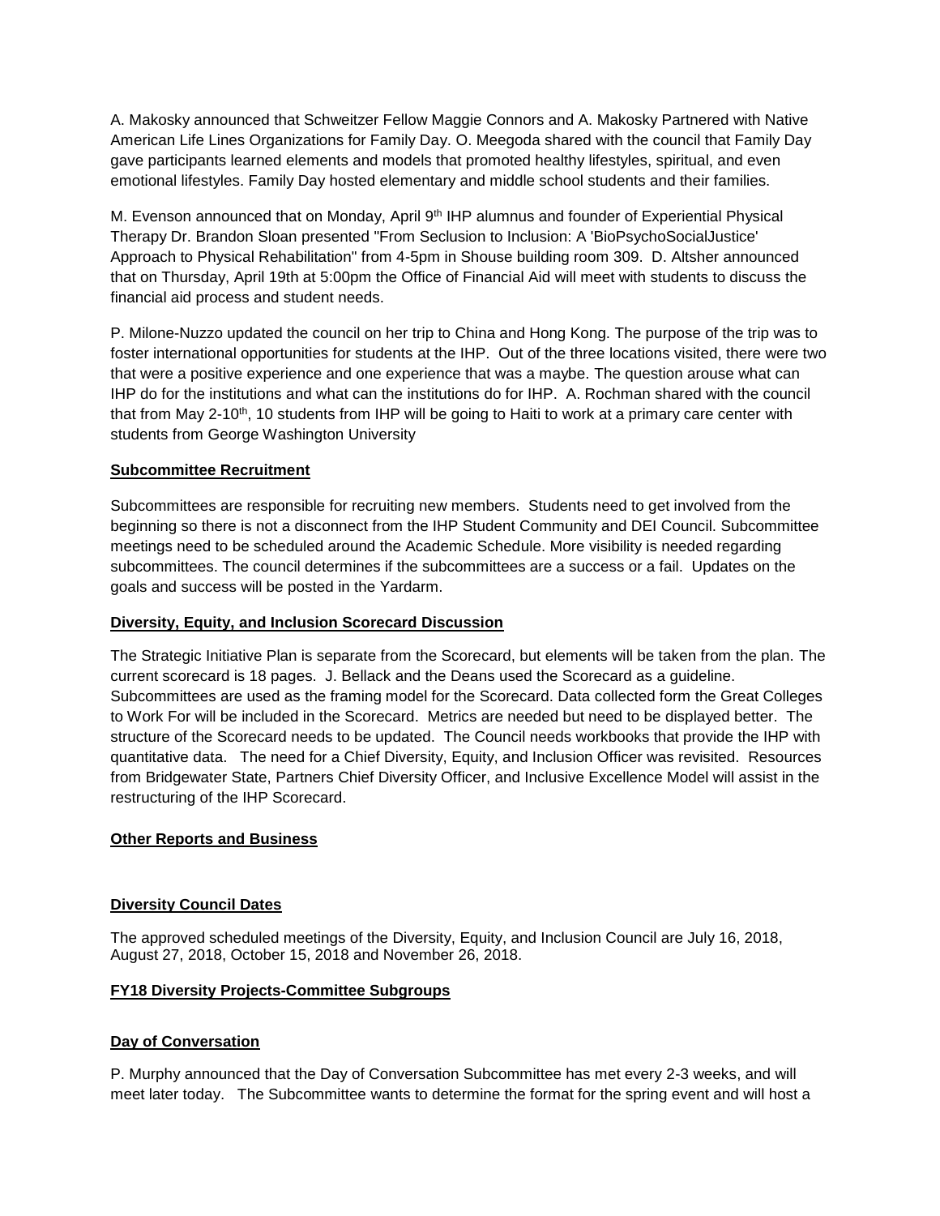A. Makosky announced that Schweitzer Fellow Maggie Connors and A. Makosky Partnered with Native American Life Lines Organizations for Family Day. O. Meegoda shared with the council that Family Day gave participants learned elements and models that promoted healthy lifestyles, spiritual, and even emotional lifestyles. Family Day hosted elementary and middle school students and their families.

M. Evenson announced that on Monday, April 9th IHP alumnus and founder of Experiential Physical Therapy Dr. Brandon Sloan presented "From Seclusion to Inclusion: A 'BioPsychoSocialJustice' Approach to Physical Rehabilitation" from 4-5pm in Shouse building room 309. D. Altsher announced that on Thursday, April 19th at 5:00pm the Office of Financial Aid will meet with students to discuss the financial aid process and student needs.

P. Milone-Nuzzo updated the council on her trip to China and Hong Kong. The purpose of the trip was to foster international opportunities for students at the IHP. Out of the three locations visited, there were two that were a positive experience and one experience that was a maybe. The question arouse what can IHP do for the institutions and what can the institutions do for IHP. A. Rochman shared with the council that from May 2-10th, 10 students from IHP will be going to Haiti to work at a primary care center with students from George Washington University

**Subcommittee Recruitment**

Subcommittees are responsible for recruiting new members. Students need to get involved from the beginning so there is not a disconnect from the IHP Student Community and DEI Council. Subcommittee meetings need to be scheduled around the Academic Schedule. More visibility is needed regarding subcommittees. The council determines if the subcommittees are a success or a fail. Updates on the goals and success will be posted in the Yardarm.

**Diversity, Equity, and Inclusion Scorecard Discussion**

The Strategic Initiative Plan is separate from the Scorecard, but elements will be taken from the plan. The current scorecard is 18 pages. J. Bellack and the Deans used the Scorecard as a guideline. Subcommittees are used as the framing model for the Scorecard. Data collected form the Great Colleges to Work For will be included in the Scorecard. Metrics are needed but need to be displayed better. The structure of the Scorecard needs to be updated. The Council needs workbooks that provide the IHP with quantitative data. The need for a Chief Diversity, Equity, and Inclusion Officer was revisited. Resources from Bridgewater State, Partners Chief Diversity Officer, and Inclusive Excellence Model will assist in the restructuring of the IHP Scorecard.

**Other Reports and Business**

**Diversity Council Dates**

The approved scheduled meetings of the Diversity, Equity, and Inclusion Council are July 16, 2018, August 27, 2018, October 15, 2018 and November 26, 2018.

**FY18 Diversity Projects-Committee Subgroups**

**Day of Conversation**

P. Murphy announced that the Day of Conversation Subcommittee has met every 2-3 weeks, and will meet later today. The Subcommittee wants to determine the format for the spring event and will host a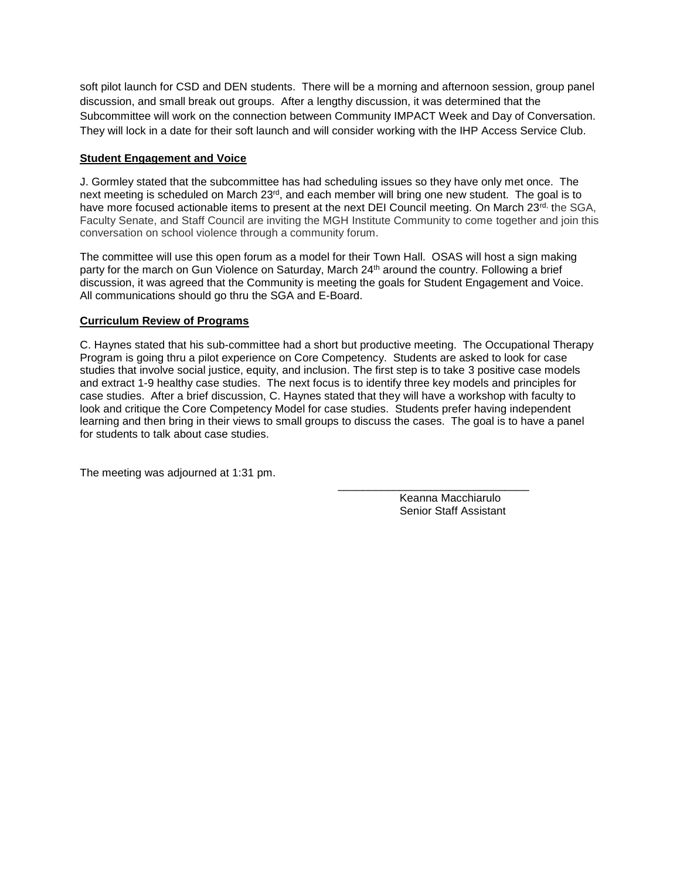soft pilot launch for CSD and DEN students. There will be a morning and afternoon session, group panel discussion, and small break out groups. After a lengthy discussion, it was determined that the Subcommittee will work on the connection between Community IMPACT Week and Day of Conversation. They will lock in a date for their soft launch and will consider working with the IHP Access Service Club.

**Student Engagement and Voice**

J. Gormley stated that the subcommittee has had scheduling issues so they have only met once. The next meeting is scheduled on March 23rd, and each member will bring one new student. The goal is to have more focused actionable items to present at the next DEI Council meeting. On March 23rd, the SGA, Faculty Senate, and Staff Council are inviting the MGH Institute Community to come together and join this conversation on school violence through a community forum.

The committee will use this open forum as a model for their Town Hall. OSAS will host a sign making party for the march on Gun Violence on Saturday, March 24th around the country. Following a brief discussion, it was agreed that the Community is meeting the goals for Student Engagement and Voice. All communications should go thru the SGA and E-Board.

**Curriculum Review of Programs**

C. Haynes stated that his sub-committee had a short but productive meeting. The Occupational Therapy Program is going thru a pilot experience on Core Competency. Students are asked to look for case studies that involve social justice, equity, and inclusion. The first step is to take 3 positive case models and extract 1-9 healthy case studies. The next focus is to identify three key models and principles for case studies. After a brief discussion, C. Haynes stated that they will have a workshop with faculty to look and critique the Core Competency Model for case studies. Students prefer having independent learning and then bring in their views to small groups to discuss the cases. The goal is to have a panel for students to talk about case studies.

The meeting was adjourned at 1:31 pm.

\_\_\_\_\_\_\_\_\_\_\_\_\_\_\_\_\_\_\_\_\_\_\_\_\_\_\_\_\_\_\_\_

Keanna Macchiarulo
Senior Staff Assistant